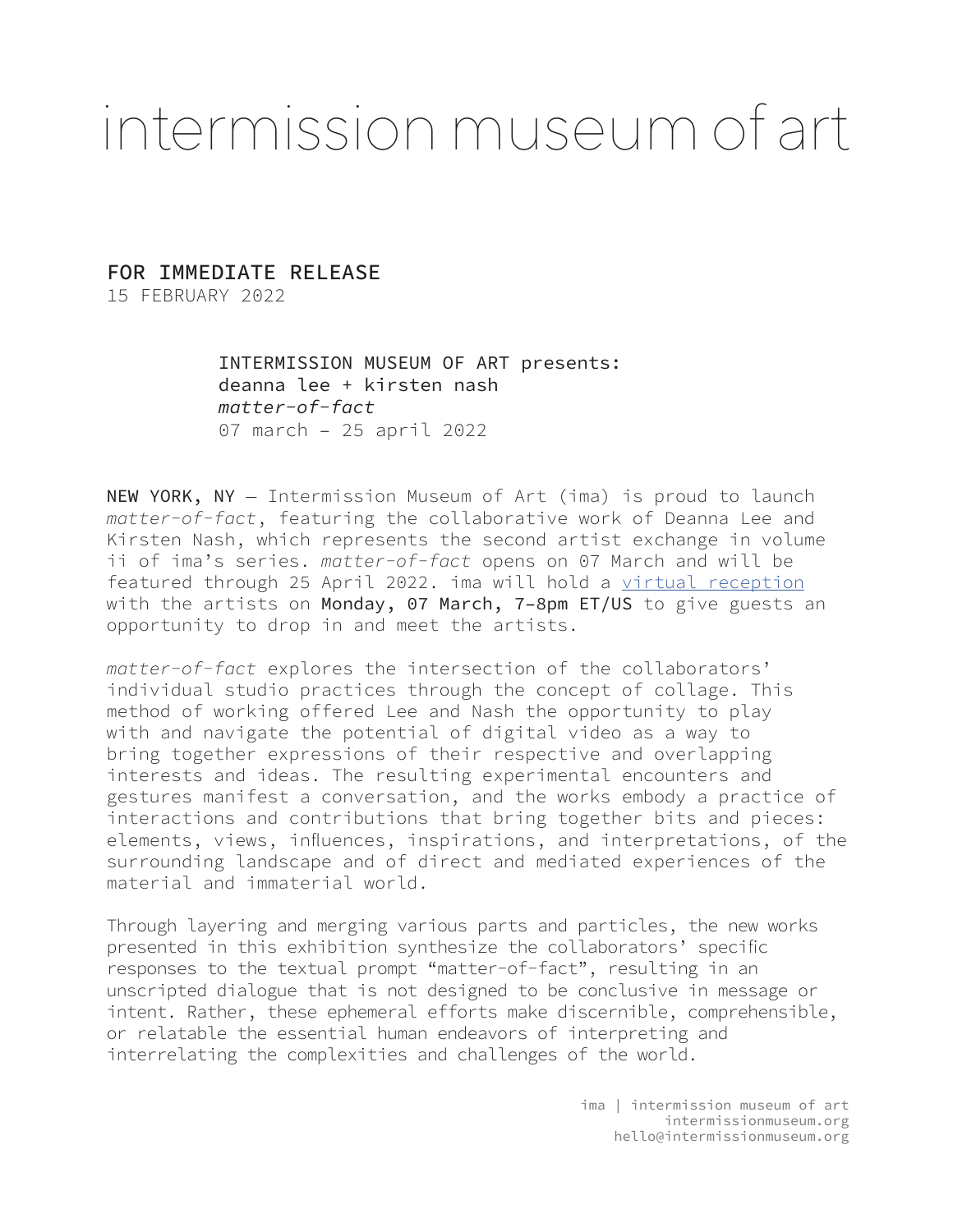# intermission museum of art

**FOR IMMEDIATE RELEASE**
15 FEBRUARY 2022

INTERMISSION MUSEUM OF ART presents:
deanna lee + kirsten nash
*matter-of-fact*
07 march – 25 april 2022

**NEW YORK, NY** — Intermission Museum of Art (ima) is proud to launch *matter-of-fact*, featuring the collaborative work of Deanna Lee and Kirsten Nash, which represents the second artist exchange in volume ii of ima's series. *matter-of-fact* opens on 07 March and will be featured through 25 April 2022. ima will hold a virtual reception with the artists on **Monday, 07 March, 7-8pm ET/US** to give guests an opportunity to drop in and meet the artists.

*matter-of-fact* explores the intersection of the collaborators' individual studio practices through the concept of collage. This method of working offered Lee and Nash the opportunity to play with and navigate the potential of digital video as a way to bring together expressions of their respective and overlapping interests and ideas. The resulting experimental encounters and gestures manifest a conversation, and the works embody a practice of interactions and contributions that bring together bits and pieces: elements, views, influences, inspirations, and interpretations, of the surrounding landscape and of direct and mediated experiences of the material and immaterial world.

Through layering and merging various parts and particles, the new works presented in this exhibition synthesize the collaborators' specific responses to the textual prompt "matter-of-fact", resulting in an unscripted dialogue that is not designed to be conclusive in message or intent. Rather, these ephemeral efforts make discernible, comprehensible, or relatable the essential human endeavors of interpreting and interrelating the complexities and challenges of the world.

ima | intermission museum of art
intermissionmuseum.org
hello@intermissionmuseum.org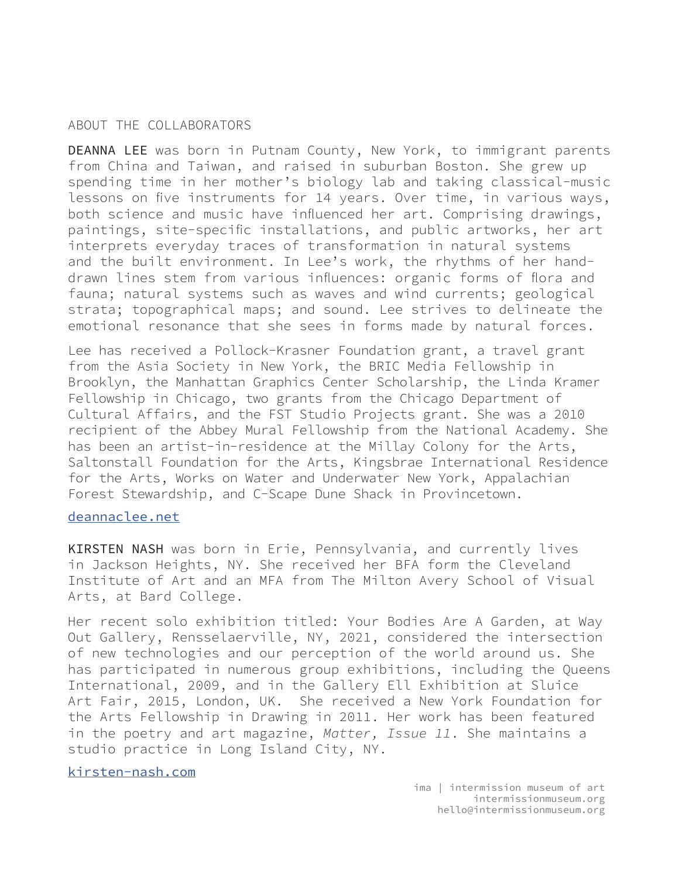## ABOUT THE COLLABORATORS

**DEANNA LEE** was born in Putnam County, New York, to immigrant parents from China and Taiwan, and raised in suburban Boston. She grew up spending time in her mother's biology lab and taking classical-music lessons on five instruments for 14 years. Over time, in various ways, both science and music have influenced her art. Comprising drawings, paintings, site-specific installations, and public artworks, her art interprets everyday traces of transformation in natural systems and the built environment. In Lee's work, the rhythms of her hand-drawn lines stem from various influences: organic forms of flora and fauna; natural systems such as waves and wind currents; geological strata; topographical maps; and sound. Lee strives to delineate the emotional resonance that she sees in forms made by natural forces.

Lee has received a Pollock-Krasner Foundation grant, a travel grant from the Asia Society in New York, the BRIC Media Fellowship in Brooklyn, the Manhattan Graphics Center Scholarship, the Linda Kramer Fellowship in Chicago, two grants from the Chicago Department of Cultural Affairs, and the FST Studio Projects grant. She was a 2010 recipient of the Abbey Mural Fellowship from the National Academy. She has been an artist-in-residence at the Millay Colony for the Arts, Saltonstall Foundation for the Arts, Kingsbrae International Residence for the Arts, Works on Water and Underwater New York, Appalachian Forest Stewardship, and C-Scape Dune Shack in Provincetown.

[deannaclee.net](deannaclee.net)

**KIRSTEN NASH** was born in Erie, Pennsylvania, and currently lives in Jackson Heights, NY. She received her BFA form the Cleveland Institute of Art and an MFA from The Milton Avery School of Visual Arts, at Bard College.

Her recent solo exhibition titled: Your Bodies Are A Garden, at Way Out Gallery, Rensselaerville, NY, 2021, considered the intersection of new technologies and our perception of the world around us. She has participated in numerous group exhibitions, including the Queens International, 2009, and in the Gallery Ell Exhibition at Sluice Art Fair, 2015, London, UK. She received a New York Foundation for the Arts Fellowship in Drawing in 2011. Her work has been featured in the poetry and art magazine, *Matter, Issue 11*. She maintains a studio practice in Long Island City, NY.

[kirsten-nash.com](kirsten-nash.com)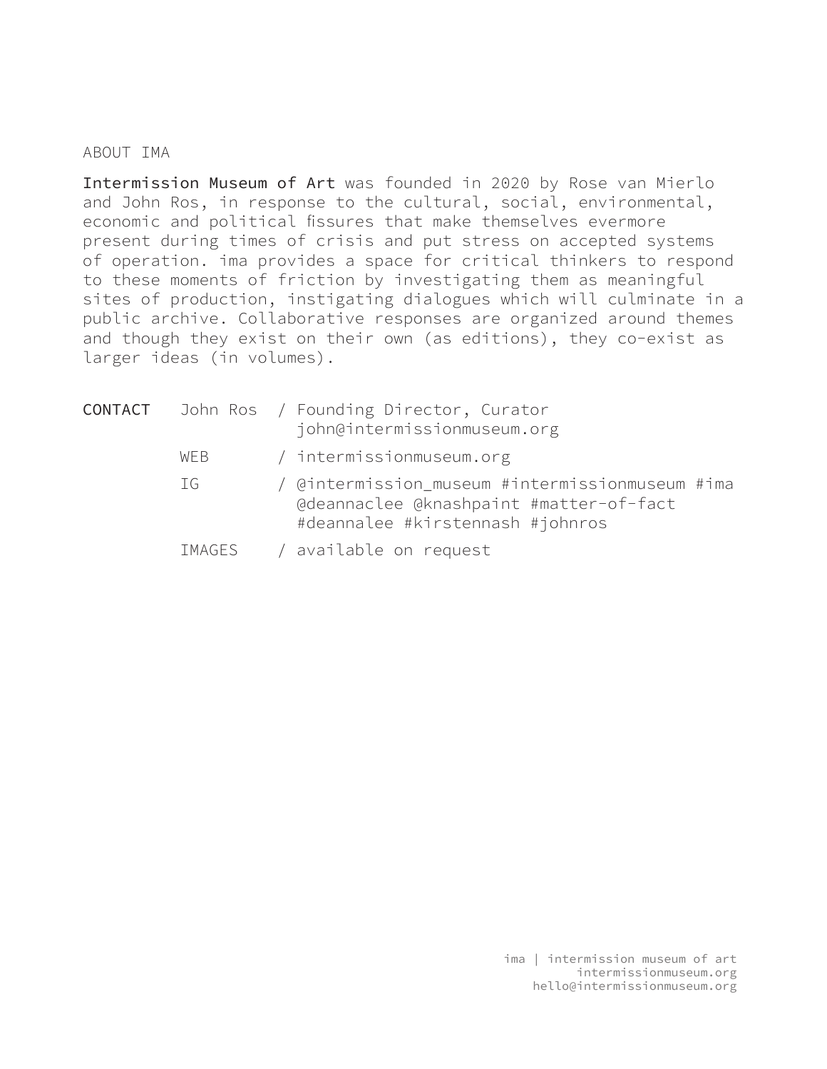ABOUT IMA

**Intermission Museum of Art** was founded in 2020 by Rose van Mierlo and John Ros, in response to the cultural, social, environmental, economic and political fissures that make themselves evermore present during times of crisis and put stress on accepted systems of operation. ima provides a space for critical thinkers to respond to these moments of friction by investigating them as meaningful sites of production, instigating dialogues which will culminate in a public archive. Collaborative responses are organized around themes and though they exist on their own (as editions), they co-exist as larger ideas (in volumes).

| | | |
|---|---|---|
| **CONTACT** | John Ros | / Founding Director, Curator<br>john@intermissionmuseum.org |
| | WEB | / intermissionmuseum.org |
| | IG | / @intermission_museum #intermissionmuseum #ima<br>@deannaclee @knashpaint #matter-of-fact<br>#deannalee #kirstennash #johnros |
| | IMAGES | / available on request |

ima | intermission museum of art
intermissionmuseum.org
hello@intermissionmuseum.org